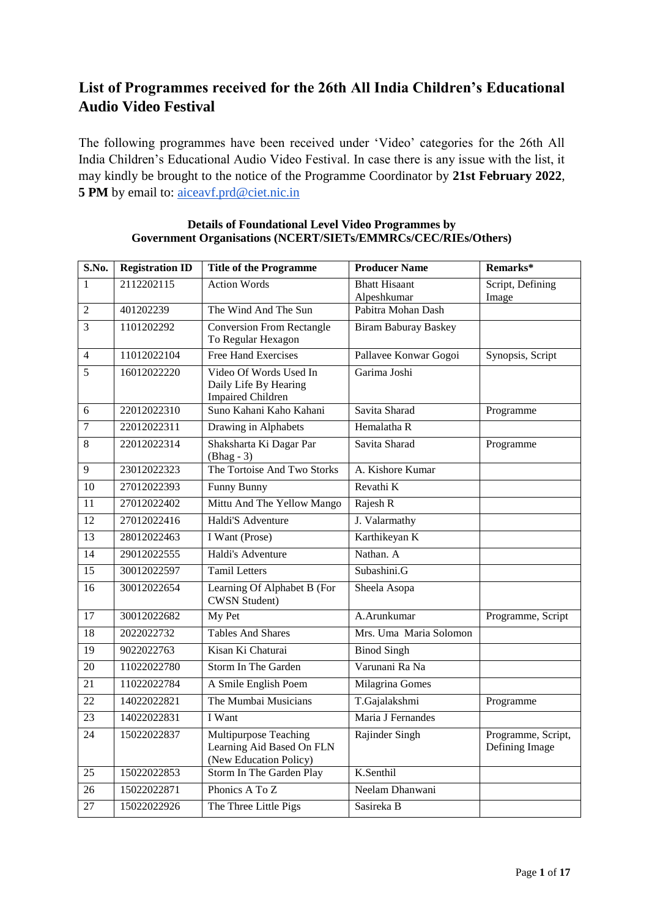# List of Programmes received for the 26th All India Children's Educational Audio Video Festival

The following programmes have been received under 'Video' categories for the 26th All India Children's Educational Audio Video Festival. In case there is any issue with the list, it may kindly be brought to the notice of the Programme Coordinator by **21st February 2022**, **5 PM** by email to: aiceavf.prd@ciet.nic.in

**Details of Foundational Level Video Programmes by Government Organisations (NCERT/SIETs/EMMRCs/CEC/RIEs/Others)**

| S.No. | Registration ID | Title of the Programme | Producer Name | Remarks* |
|---|---|---|---|---|
| 1 | 2112202115 | Action Words | Bhatt Hisaant Alpeshkumar | Script, Defining Image |
| 2 | 401202239 | The Wind And The Sun | Pabitra Mohan Dash | |
| 3 | 1101202292 | Conversion From Rectangle To Regular Hexagon | Biram Baburay Baskey | |
| 4 | 11012022104 | Free Hand Exercises | Pallavee Konwar Gogoi | Synopsis, Script |
| 5 | 16012022220 | Video Of Words Used In Daily Life By Hearing Impaired Children | Garima Joshi | |
| 6 | 22012022310 | Suno Kahani Kaho Kahani | Savita Sharad | Programme |
| 7 | 22012022311 | Drawing in Alphabets | Hemalatha R | |
| 8 | 22012022314 | Shaksharta Ki Dagar Par (Bhag - 3) | Savita Sharad | Programme |
| 9 | 23012022323 | The Tortoise And Two Storks | A. Kishore Kumar | |
| 10 | 27012022393 | Funny Bunny | Revathi K | |
| 11 | 27012022402 | Mittu And The Yellow Mango | Rajesh R | |
| 12 | 27012022416 | Haldi'S Adventure | J. Valarmathy | |
| 13 | 28012022463 | I Want (Prose) | Karthikeyan K | |
| 14 | 29012022555 | Haldi's Adventure | Nathan. A | |
| 15 | 30012022597 | Tamil Letters | Subashini.G | |
| 16 | 30012022654 | Learning Of Alphabet B (For CWSN Student) | Sheela Asopa | |
| 17 | 30012022682 | My Pet | A.Arunkumar | Programme, Script |
| 18 | 2022022732 | Tables And Shares | Mrs. Uma Maria Solomon | |
| 19 | 9022022763 | Kisan Ki Chaturai | Binod Singh | |
| 20 | 11022022780 | Storm In The Garden | Varunani Ra Na | |
| 21 | 11022022784 | A Smile English Poem | Milagrina Gomes | |
| 22 | 14022022821 | The Mumbai Musicians | T.Gajalakshmi | Programme |
| 23 | 14022022831 | I Want | Maria J Fernandes | |
| 24 | 15022022837 | Multipurpose Teaching Learning Aid Based On FLN (New Education Policy) | Rajinder Singh | Programme, Script, Defining Image |
| 25 | 15022022853 | Storm In The Garden Play | K.Senthil | |
| 26 | 15022022871 | Phonics A To Z | Neelam Dhanwani | |
| 27 | 15022022926 | The Three Little Pigs | Sasireka B | |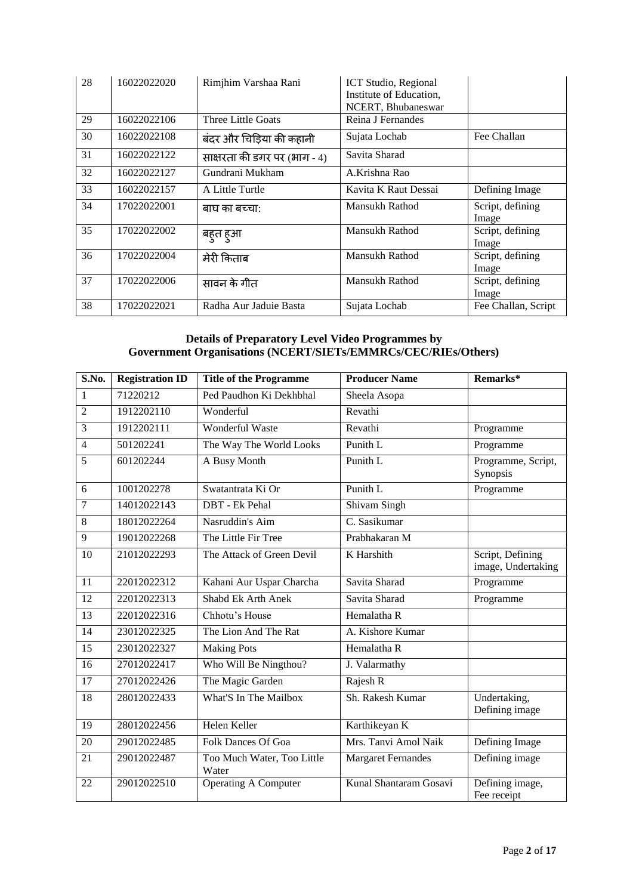| 28 | 16022022020 | Rimjhim Varshaa Rani | ICT Studio, Regional Institute of Education, NCERT, Bhubaneswar | |
|---|---|---|---|---|
| 29 | 16022022106 | Three Little Goats | Reina J Fernandes | |
| 30 | 16022022108 | बंदर और चिड़िया की कहानी | Sujata Lochab | Fee Challan |
| 31 | 16022022122 | साक्षरता की डगर पर (भाग - 4) | Savita Sharad | |
| 32 | 16022022127 | Gundrani Mukham | A.Krishna Rao | |
| 33 | 16022022157 | A Little Turtle | Kavita K Raut Dessai | Defining Image |
| 34 | 17022022001 | बाघ का बच्चा: | Mansukh Rathod | Script, defining Image |
| 35 | 17022022002 | बहुत हुआ | Mansukh Rathod | Script, defining Image |
| 36 | 17022022004 | मेरी किताब | Mansukh Rathod | Script, defining Image |
| 37 | 17022022006 | सावन के गीत | Mansukh Rathod | Script, defining Image |
| 38 | 17022022021 | Radha Aur Jaduie Basta | Sujata Lochab | Fee Challan, Script |

**Details of Preparatory Level Video Programmes by Government Organisations (NCERT/SIETs/EMMRCs/CEC/RIEs/Others)**

| S.No. | Registration ID | Title of the Programme | Producer Name | Remarks* |
|---|---|---|---|---|
| 1 | 71220212 | Ped Paudhon Ki Dekhbhal | Sheela Asopa | |
| 2 | 1912202110 | Wonderful | Revathi | |
| 3 | 1912202111 | Wonderful Waste | Revathi | Programme |
| 4 | 501202241 | The Way The World Looks | Punith L | Programme |
| 5 | 601202244 | A Busy Month | Punith L | Programme, Script, Synopsis |
| 6 | 1001202278 | Swatantrata Ki Or | Punith L | Programme |
| 7 | 14012022143 | DBT - Ek Pehal | Shivam Singh | |
| 8 | 18012022264 | Nasruddin's Aim | C. Sasikumar | |
| 9 | 19012022268 | The Little Fir Tree | Prabhakaran M | |
| 10 | 21012022293 | The Attack of Green Devil | K Harshith | Script, Defining image, Undertaking |
| 11 | 22012022312 | Kahani Aur Uspar Charcha | Savita Sharad | Programme |
| 12 | 22012022313 | Shabd Ek Arth Anek | Savita Sharad | Programme |
| 13 | 22012022316 | Chhotu's House | Hemalatha R | |
| 14 | 23012022325 | The Lion And The Rat | A. Kishore Kumar | |
| 15 | 23012022327 | Making Pots | Hemalatha R | |
| 16 | 27012022417 | Who Will Be Ningthou? | J. Valarmathy | |
| 17 | 27012022426 | The Magic Garden | Rajesh R | |
| 18 | 28012022433 | What'S In The Mailbox | Sh. Rakesh Kumar | Undertaking, Defining image |
| 19 | 28012022456 | Helen Keller | Karthikeyan K | |
| 20 | 29012022485 | Folk Dances Of Goa | Mrs. Tanvi Amol Naik | Defining Image |
| 21 | 29012022487 | Too Much Water, Too Little Water | Margaret Fernandes | Defining image |
| 22 | 29012022510 | Operating A Computer | Kunal Shantaram Gosavi | Defining image, Fee receipt |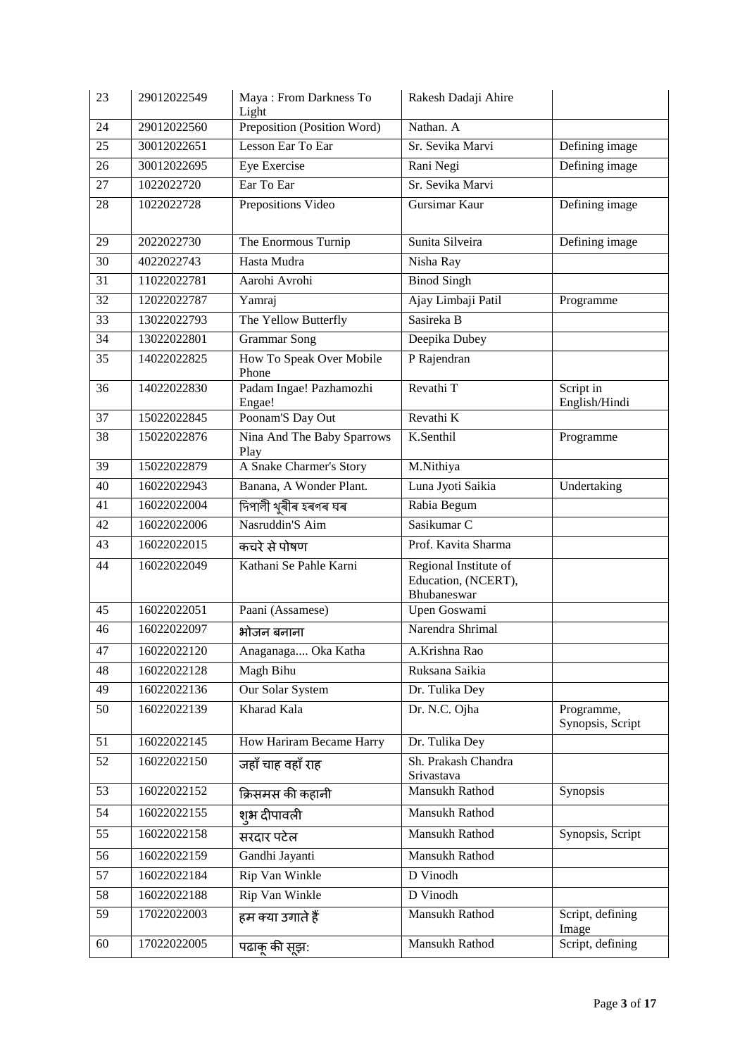| 23 | 29012022549 | Maya : From Darkness To Light | Rakesh Dadaji Ahire | |
|---|---|---|---|---|
| 24 | 29012022560 | Preposition (Position Word) | Nathan. A | |
| 25 | 30012022651 | Lesson Ear To Ear | Sr. Sevika Marvi | Defining image |
| 26 | 30012022695 | Eye Exercise | Rani Negi | Defining image |
| 27 | 1022022720 | Ear To Ear | Sr. Sevika Marvi | |
| 28 | 1022022728 | Prepositions Video | Gursimar Kaur | Defining image |
| 29 | 2022022730 | The Enormous Turnip | Sunita Silveira | Defining image |
| 30 | 4022022743 | Hasta Mudra | Nisha Ray | |
| 31 | 11022022781 | Aarohi Avrohi | Binod Singh | |
| 32 | 12022022787 | Yamraj | Ajay Limbaji Patil | Programme |
| 33 | 13022022793 | The Yellow Butterfly | Sasireka B | |
| 34 | 13022022801 | Grammar Song | Deepika Dubey | |
| 35 | 14022022825 | How To Speak Over Mobile Phone | P Rajendran | |
| 36 | 14022022830 | Padam Ingae! Pazhamozhi Engae! | Revathi T | Script in English/Hindi |
| 37 | 15022022845 | Poonam'S Day Out | Revathi K | |
| 38 | 15022022876 | Nina And The Baby Sparrows Play | K.Senthil | Programme |
| 39 | 15022022879 | A Snake Charmer's Story | M.Nithiya | |
| 40 | 16022022943 | Banana, A Wonder Plant. | Luna Jyoti Saikia | Undertaking |
| 41 | 16022022004 | দিপালী থুৰীৰ হৰণৰ ঘৰ | Rabia Begum | |
| 42 | 16022022006 | Nasruddin'S Aim | Sasikumar C | |
| 43 | 16022022015 | कचरे से पोषण | Prof. Kavita Sharma | |
| 44 | 16022022049 | Kathani Se Pahle Karni | Regional Institute of Education, (NCERT), Bhubaneswar | |
| 45 | 16022022051 | Paani (Assamese) | Upen Goswami | |
| 46 | 16022022097 | भोजन बनाना | Narendra Shrimal | |
| 47 | 16022022120 | Anaganaga.... Oka Katha | A.Krishna Rao | |
| 48 | 16022022128 | Magh Bihu | Ruksana Saikia | |
| 49 | 16022022136 | Our Solar System | Dr. Tulika Dey | |
| 50 | 16022022139 | Kharad Kala | Dr. N.C. Ojha | Programme, Synopsis, Script |
| 51 | 16022022145 | How Hariram Became Harry | Dr. Tulika Dey | |
| 52 | 16022022150 | जहाँ चाह वहाँ राह | Sh. Prakash Chandra Srivastava | |
| 53 | 16022022152 | क्रिसमस की कहानी | Mansukh Rathod | Synopsis |
| 54 | 16022022155 | शुभ दीपावली | Mansukh Rathod | |
| 55 | 16022022158 | सरदार पटेल | Mansukh Rathod | Synopsis, Script |
| 56 | 16022022159 | Gandhi Jayanti | Mansukh Rathod | |
| 57 | 16022022184 | Rip Van Winkle | D Vinodh | |
| 58 | 16022022188 | Rip Van Winkle | D Vinodh | |
| 59 | 17022022003 | हम क्या उगाते हैं | Mansukh Rathod | Script, defining Image |
| 60 | 17022022005 | पढाकू की सूझ: | Mansukh Rathod | Script, defining |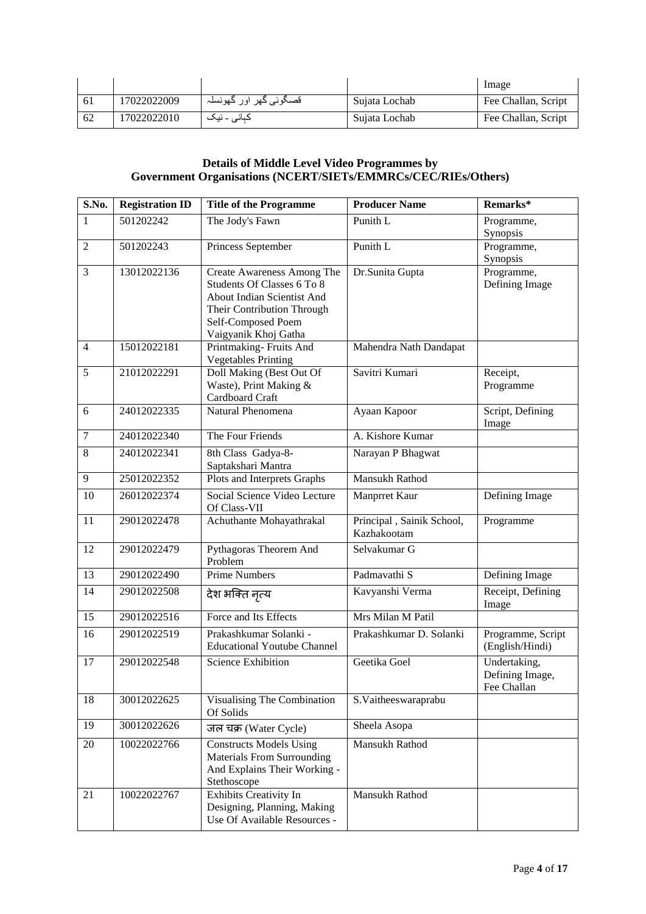| | | | | Image |
|---|---|---|---|---|
| 61 | 17022022009 | قصہگوئی گھر اور گھونسلہ | Sujata Lochab | Fee Challan, Script |
| 62 | 17022022010 | کہانی - نیک | Sujata Lochab | Fee Challan, Script |

**Details of Middle Level Video Programmes by Government Organisations (NCERT/SIETs/EMMRCs/CEC/RIEs/Others)**

| S.No. | Registration ID | Title of the Programme | Producer Name | Remarks* |
|---|---|---|---|---|
| 1 | 501202242 | The Jody's Fawn | Punith L | Programme, Synopsis |
| 2 | 501202243 | Princess September | Punith L | Programme, Synopsis |
| 3 | 13012022136 | Create Awareness Among The Students Of Classes 6 To 8 About Indian Scientist And Their Contribution Through Self-Composed Poem Vaigyanik Khoj Gatha | Dr.Sunita Gupta | Programme, Defining Image |
| 4 | 15012022181 | Printmaking- Fruits And Vegetables Printing | Mahendra Nath Dandapat | |
| 5 | 21012022291 | Doll Making (Best Out Of Waste), Print Making & Cardboard Craft | Savitri Kumari | Receipt, Programme |
| 6 | 24012022335 | Natural Phenomena | Ayaan Kapoor | Script, Defining Image |
| 7 | 24012022340 | The Four Friends | A. Kishore Kumar | |
| 8 | 24012022341 | 8th Class Gadya-8-Saptakshari Mantra | Narayan P Bhagwat | |
| 9 | 25012022352 | Plots and Interprets Graphs | Mansukh Rathod | |
| 10 | 26012022374 | Social Science Video Lecture Of Class-VII | Manprret Kaur | Defining Image |
| 11 | 29012022478 | Achuthante Mohayathrakal | Principal , Sainik School, Kazhakootam | Programme |
| 12 | 29012022479 | Pythagoras Theorem And Problem | Selvakumar G | |
| 13 | 29012022490 | Prime Numbers | Padmavathi S | Defining Image |
| 14 | 29012022508 | देश भक्ति नृत्य | Kavyanshi Verma | Receipt, Defining Image |
| 15 | 29012022516 | Force and Its Effects | Mrs Milan M Patil | |
| 16 | 29012022519 | Prakashkumar Solanki - Educational Youtube Channel | Prakashkumar D. Solanki | Programme, Script (English/Hindi) |
| 17 | 29012022548 | Science Exhibition | Geetika Goel | Undertaking, Defining Image, Fee Challan |
| 18 | 30012022625 | Visualising The Combination Of Solids | S.Vaitheeswaraprabu | |
| 19 | 30012022626 | जल चक्र (Water Cycle) | Sheela Asopa | |
| 20 | 10022022766 | Constructs Models Using Materials From Surrounding And Explains Their Working - Stethoscope | Mansukh Rathod | |
| 21 | 10022022767 | Exhibits Creativity In Designing, Planning, Making Use Of Available Resources - | Mansukh Rathod | |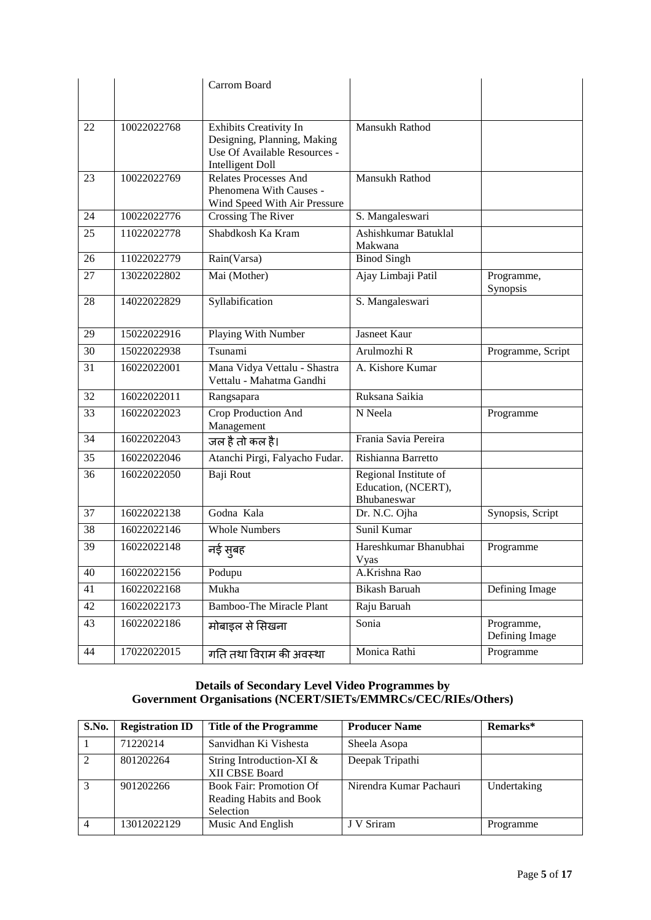| | | Carrom Board | | |
|---|---|---|---|---|
| 22 | 10022022768 | Exhibits Creativity In Designing, Planning, Making Use Of Available Resources - Intelligent Doll | Mansukh Rathod | |
| 23 | 10022022769 | Relates Processes And Phenomena With Causes - Wind Speed With Air Pressure | Mansukh Rathod | |
| 24 | 10022022776 | Crossing The River | S. Mangaleswari | |
| 25 | 11022022778 | Shabdkosh Ka Kram | Ashishkumar Batuklal Makwana | |
| 26 | 11022022779 | Rain(Varsa) | Binod Singh | |
| 27 | 13022022802 | Mai (Mother) | Ajay Limbaji Patil | Programme, Synopsis |
| 28 | 14022022829 | Syllabification | S. Mangaleswari | |
| 29 | 15022022916 | Playing With Number | Jasneet Kaur | |
| 30 | 15022022938 | Tsunami | Arulmozhi R | Programme, Script |
| 31 | 16022022001 | Mana Vidya Vettalu - Shastra Vettalu - Mahatma Gandhi | A. Kishore Kumar | |
| 32 | 16022022011 | Rangsapara | Ruksana Saikia | |
| 33 | 16022022023 | Crop Production And Management | N Neela | Programme |
| 34 | 16022022043 | जल है तो कल है। | Frania Savia Pereira | |
| 35 | 16022022046 | Atanchi Pirgi, Falyacho Fudar. | Rishianna Barretto | |
| 36 | 16022022050 | Baji Rout | Regional Institute of Education, (NCERT), Bhubaneswar | |
| 37 | 16022022138 | Godna Kala | Dr. N.C. Ojha | Synopsis, Script |
| 38 | 16022022146 | Whole Numbers | Sunil Kumar | |
| 39 | 16022022148 | नई सुबह | Hareshkumar Bhanubhai Vyas | Programme |
| 40 | 16022022156 | Podupu | A.Krishna Rao | |
| 41 | 16022022168 | Mukha | Bikash Baruah | Defining Image |
| 42 | 16022022173 | Bamboo-The Miracle Plant | Raju Baruah | |
| 43 | 16022022186 | मोबाइल से सिखना | Sonia | Programme, Defining Image |
| 44 | 17022022015 | गति तथा विराम की अवस्था | Monica Rathi | Programme |

**Details of Secondary Level Video Programmes by Government Organisations (NCERT/SIETs/EMMRCs/CEC/RIEs/Others)**

| S.No. | Registration ID | Title of the Programme | Producer Name | Remarks* |
|---|---|---|---|---|
| 1 | 71220214 | Sanvidhan Ki Vishesta | Sheela Asopa | |
| 2 | 801202264 | String Introduction-XI & XII CBSE Board | Deepak Tripathi | |
| 3 | 901202266 | Book Fair: Promotion Of Reading Habits and Book Selection | Nirendra Kumar Pachauri | Undertaking |
| 4 | 13012022129 | Music And English | J V Sriram | Programme |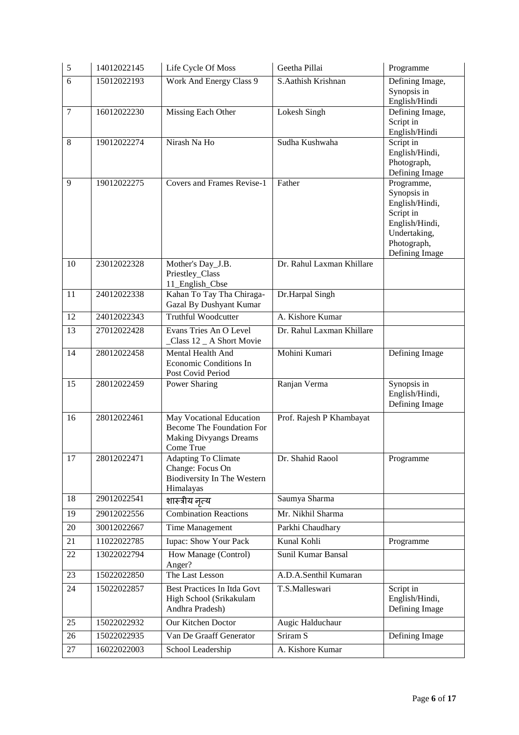| 5 | 14012022145 | Life Cycle Of Moss | Geetha Pillai | Programme |
|---|---|---|---|---|
| 6 | 15012022193 | Work And Energy Class 9 | S.Aathish Krishnan | Defining Image, Synopsis in English/Hindi |
| 7 | 16012022230 | Missing Each Other | Lokesh Singh | Defining Image, Script in English/Hindi |
| 8 | 19012022274 | Nirash Na Ho | Sudha Kushwaha | Script in English/Hindi, Photograph, Defining Image |
| 9 | 19012022275 | Covers and Frames Revise-1 | Father | Programme, Synopsis in English/Hindi, Script in English/Hindi, Undertaking, Photograph, Defining Image |
| 10 | 23012022328 | Mother's Day_J.B. Priestley_Class 11_English_Cbse | Dr. Rahul Laxman Khillare | |
| 11 | 24012022338 | Kahan To Tay Tha Chiraga- Gazal By Dushyant Kumar | Dr.Harpal Singh | |
| 12 | 24012022343 | Truthful Woodcutter | A. Kishore Kumar | |
| 13 | 27012022428 | Evans Tries An O Level _Class 12 _ A Short Movie | Dr. Rahul Laxman Khillare | |
| 14 | 28012022458 | Mental Health And Economic Conditions In Post Covid Period | Mohini Kumari | Defining Image |
| 15 | 28012022459 | Power Sharing | Ranjan Verma | Synopsis in English/Hindi, Defining Image |
| 16 | 28012022461 | May Vocational Education Become The Foundation For Making Divyangs Dreams Come True | Prof. Rajesh P Khambayat | |
| 17 | 28012022471 | Adapting To Climate Change: Focus On Biodiversity In The Western Himalayas | Dr. Shahid Raool | Programme |
| 18 | 29012022541 | शास्त्रीय नृत्य | Saumya Sharma | |
| 19 | 29012022556 | Combination Reactions | Mr. Nikhil Sharma | |
| 20 | 30012022667 | Time Management | Parkhi Chaudhary | |
| 21 | 11022022785 | Iupac: Show Your Pack | Kunal Kohli | Programme |
| 22 | 13022022794 | How Manage (Control) Anger? | Sunil Kumar Bansal | |
| 23 | 15022022850 | The Last Lesson | A.D.A.Senthil Kumaran | |
| 24 | 15022022857 | Best Practices In Itda Govt High School (Srikakulam Andhra Pradesh) | T.S.Malleswari | Script in English/Hindi, Defining Image |
| 25 | 15022022932 | Our Kitchen Doctor | Augic Halduchaur | |
| 26 | 15022022935 | Van De Graaff Generator | Sriram S | Defining Image |
| 27 | 16022022003 | School Leadership | A. Kishore Kumar | |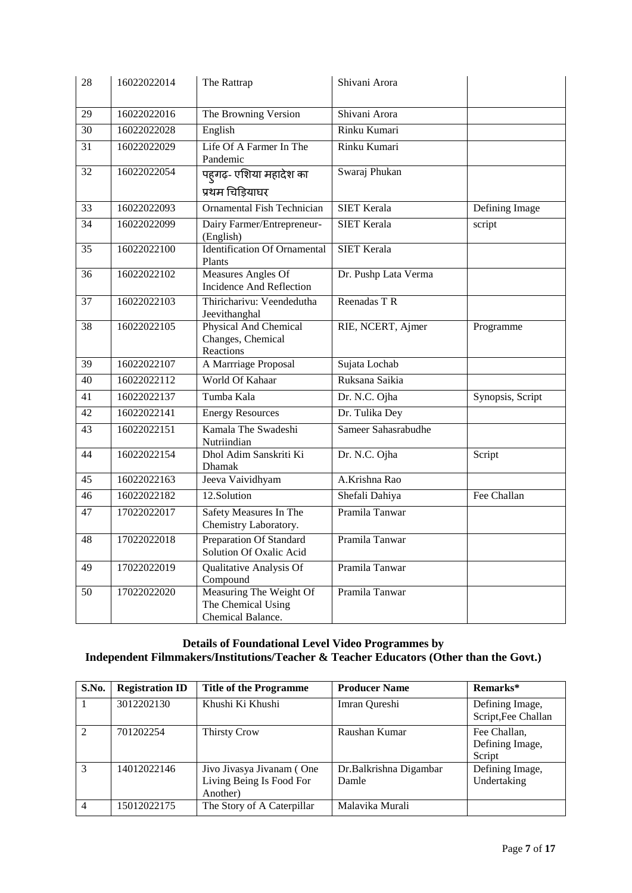| 28 | 16022022014 | The Rattrap | Shivani Arora | |
|---|---|---|---|---|
| 29 | 16022022016 | The Browning Version | Shivani Arora | |
| 30 | 16022022028 | English | Rinku Kumari | |
| 31 | 16022022029 | Life Of A Farmer In The Pandemic | Rinku Kumari | |
| 32 | 16022022054 | पहुगढ़- एशिया महादेश का प्रथम चिड़ियाघर | Swaraj Phukan | |
| 33 | 16022022093 | Ornamental Fish Technician | SIET Kerala | Defining Image |
| 34 | 16022022099 | Dairy Farmer/Entrepreneur-(English) | SIET Kerala | script |
| 35 | 16022022100 | Identification Of Ornamental Plants | SIET Kerala | |
| 36 | 16022022102 | Measures Angles Of Incidence And Reflection | Dr. Pushp Lata Verma | |
| 37 | 16022022103 | Thiricharivu: Veendedutha Jeevithanghal | Reenadas T R | |
| 38 | 16022022105 | Physical And Chemical Changes, Chemical Reactions | RIE, NCERT, Ajmer | Programme |
| 39 | 16022022107 | A Marrriage Proposal | Sujata Lochab | |
| 40 | 16022022112 | World Of Kahaar | Ruksana Saikia | |
| 41 | 16022022137 | Tumba Kala | Dr. N.C. Ojha | Synopsis, Script |
| 42 | 16022022141 | Energy Resources | Dr. Tulika Dey | |
| 43 | 16022022151 | Kamala The Swadeshi Nutriindian | Sameer Sahasrabudhe | |
| 44 | 16022022154 | Dhol Adim Sanskriti Ki Dhamak | Dr. N.C. Ojha | Script |
| 45 | 16022022163 | Jeeva Vaividhyam | A.Krishna Rao | |
| 46 | 16022022182 | 12.Solution | Shefali Dahiya | Fee Challan |
| 47 | 17022022017 | Safety Measures In The Chemistry Laboratory. | Pramila Tanwar | |
| 48 | 17022022018 | Preparation Of Standard Solution Of Oxalic Acid | Pramila Tanwar | |
| 49 | 17022022019 | Qualitative Analysis Of Compound | Pramila Tanwar | |
| 50 | 17022022020 | Measuring The Weight Of The Chemical Using Chemical Balance. | Pramila Tanwar | |

**Details of Foundational Level Video Programmes by Independent Filmmakers/Institutions/Teacher & Teacher Educators (Other than the Govt.)**

| S.No. | Registration ID | Title of the Programme | Producer Name | Remarks* |
|---|---|---|---|---|
| 1 | 3012202130 | Khushi Ki Khushi | Imran Qureshi | Defining Image, Script,Fee Challan |
| 2 | 701202254 | Thirsty Crow | Raushan Kumar | Fee Challan, Defining Image, Script |
| 3 | 14012022146 | Jivo Jivasya Jivanam ( One Living Being Is Food For Another) | Dr.Balkrishna Digambar Damle | Defining Image, Undertaking |
| 4 | 15012022175 | The Story of A Caterpillar | Malavika Murali | |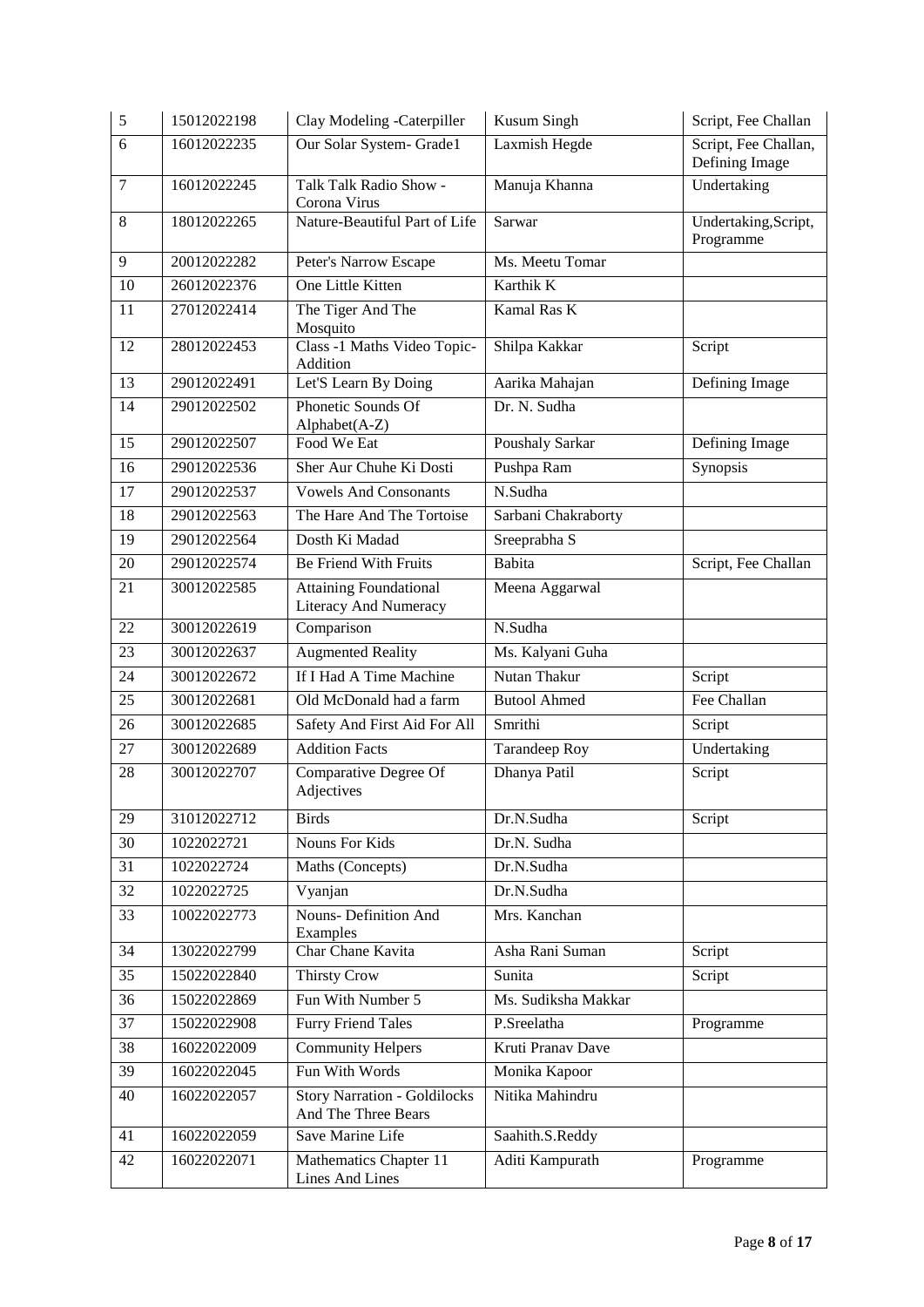| 5 | 15012022198 | Clay Modeling -Caterpiller | Kusum Singh | Script, Fee Challan |
|---|---|---|---|---|
| 6 | 16012022235 | Our Solar System- Grade1 | Laxmish Hegde | Script, Fee Challan, Defining Image |
| 7 | 16012022245 | Talk Talk Radio Show - Corona Virus | Manuja Khanna | Undertaking |
| 8 | 18012022265 | Nature-Beautiful Part of Life | Sarwar | Undertaking,Script, Programme |
| 9 | 20012022282 | Peter's Narrow Escape | Ms. Meetu Tomar | |
| 10 | 26012022376 | One Little Kitten | Karthik K | |
| 11 | 27012022414 | The Tiger And The Mosquito | Kamal Ras K | |
| 12 | 28012022453 | Class -1 Maths Video Topic- Addition | Shilpa Kakkar | Script |
| 13 | 29012022491 | Let'S Learn By Doing | Aarika Mahajan | Defining Image |
| 14 | 29012022502 | Phonetic Sounds Of Alphabet(A-Z) | Dr. N. Sudha | |
| 15 | 29012022507 | Food We Eat | Poushaly Sarkar | Defining Image |
| 16 | 29012022536 | Sher Aur Chuhe Ki Dosti | Pushpa Ram | Synopsis |
| 17 | 29012022537 | Vowels And Consonants | N.Sudha | |
| 18 | 29012022563 | The Hare And The Tortoise | Sarbani Chakraborty | |
| 19 | 29012022564 | Dosth Ki Madad | Sreeprabha S | |
| 20 | 29012022574 | Be Friend With Fruits | Babita | Script, Fee Challan |
| 21 | 30012022585 | Attaining Foundational Literacy And Numeracy | Meena Aggarwal | |
| 22 | 30012022619 | Comparison | N.Sudha | |
| 23 | 30012022637 | Augmented Reality | Ms. Kalyani Guha | |
| 24 | 30012022672 | If I Had A Time Machine | Nutan Thakur | Script |
| 25 | 30012022681 | Old McDonald had a farm | Butool Ahmed | Fee Challan |
| 26 | 30012022685 | Safety And First Aid For All | Smrithi | Script |
| 27 | 30012022689 | Addition Facts | Tarandeep Roy | Undertaking |
| 28 | 30012022707 | Comparative Degree Of Adjectives | Dhanya Patil | Script |
| 29 | 31012022712 | Birds | Dr.N.Sudha | Script |
| 30 | 1022022721 | Nouns For Kids | Dr.N. Sudha | |
| 31 | 1022022724 | Maths (Concepts) | Dr.N.Sudha | |
| 32 | 1022022725 | Vyanjan | Dr.N.Sudha | |
| 33 | 10022022773 | Nouns- Definition And Examples | Mrs. Kanchan | |
| 34 | 13022022799 | Char Chane Kavita | Asha Rani Suman | Script |
| 35 | 15022022840 | Thirsty Crow | Sunita | Script |
| 36 | 15022022869 | Fun With Number 5 | Ms. Sudiksha Makkar | |
| 37 | 15022022908 | Furry Friend Tales | P.Sreelatha | Programme |
| 38 | 16022022009 | Community Helpers | Kruti Pranav Dave | |
| 39 | 16022022045 | Fun With Words | Monika Kapoor | |
| 40 | 16022022057 | Story Narration - Goldilocks And The Three Bears | Nitika Mahindru | |
| 41 | 16022022059 | Save Marine Life | Saahith.S.Reddy | |
| 42 | 16022022071 | Mathematics Chapter 11 Lines And Lines | Aditi Kampurath | Programme |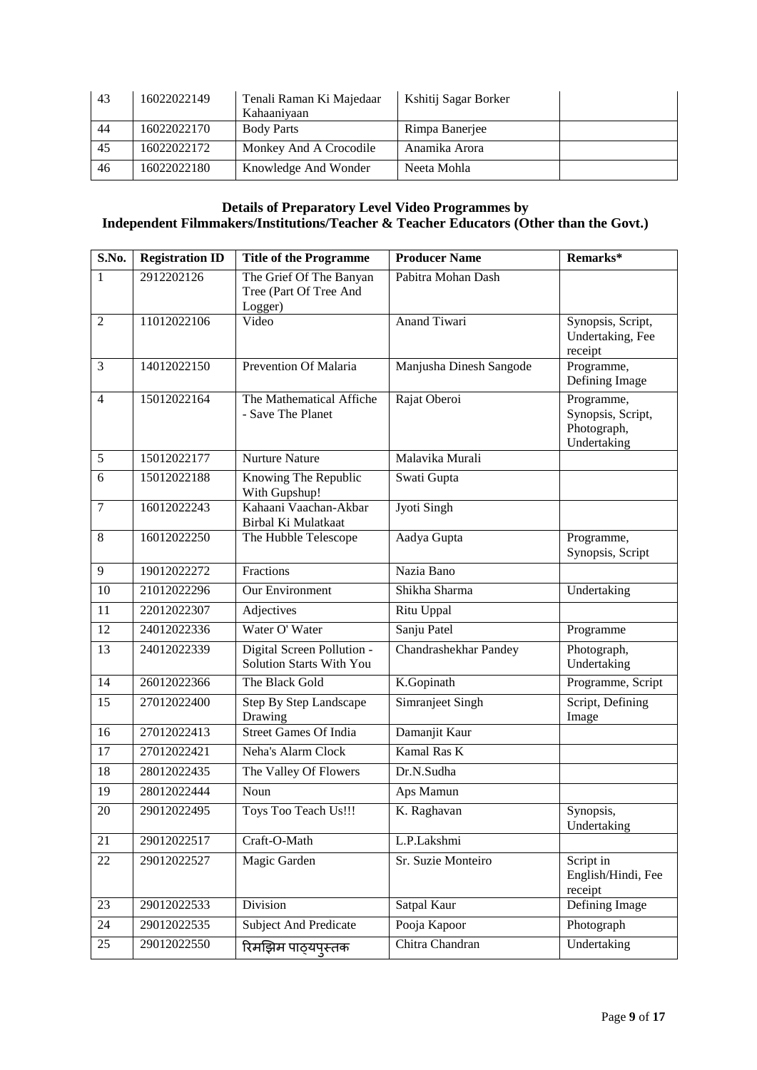| 43 | 16022022149 | Tenali Raman Ki Majedaar Kahaaniyaan | Kshitij Sagar Borker | |
|---|---|---|---|---|
| 44 | 16022022170 | Body Parts | Rimpa Banerjee | |
| 45 | 16022022172 | Monkey And A Crocodile | Anamika Arora | |
| 46 | 16022022180 | Knowledge And Wonder | Neeta Mohla | |

**Details of Preparatory Level Video Programmes by**
**Independent Filmmakers/Institutions/Teacher & Teacher Educators (Other than the Govt.)**

| S.No. | Registration ID | Title of the Programme | Producer Name | Remarks* |
|---|---|---|---|---|
| 1 | 2912202126 | The Grief Of The Banyan Tree (Part Of Tree And Logger) | Pabitra Mohan Dash | |
| 2 | 11012022106 | Video | Anand Tiwari | Synopsis, Script, Undertaking, Fee receipt |
| 3 | 14012022150 | Prevention Of Malaria | Manjusha Dinesh Sangode | Programme, Defining Image |
| 4 | 15012022164 | The Mathematical Affiche - Save The Planet | Rajat Oberoi | Programme, Synopsis, Script, Photograph, Undertaking |
| 5 | 15012022177 | Nurture Nature | Malavika Murali | |
| 6 | 15012022188 | Knowing The Republic With Gupshup! | Swati Gupta | |
| 7 | 16012022243 | Kahaani Vaachan-Akbar Birbal Ki Mulatkaat | Jyoti Singh | |
| 8 | 16012022250 | The Hubble Telescope | Aadya Gupta | Programme, Synopsis, Script |
| 9 | 19012022272 | Fractions | Nazia Bano | |
| 10 | 21012022296 | Our Environment | Shikha Sharma | Undertaking |
| 11 | 22012022307 | Adjectives | Ritu Uppal | |
| 12 | 24012022336 | Water O' Water | Sanju Patel | Programme |
| 13 | 24012022339 | Digital Screen Pollution - Solution Starts With You | Chandrashekhar Pandey | Photograph, Undertaking |
| 14 | 26012022366 | The Black Gold | K.Gopinath | Programme, Script |
| 15 | 27012022400 | Step By Step Landscape Drawing | Simranjeet Singh | Script, Defining Image |
| 16 | 27012022413 | Street Games Of India | Damanjit Kaur | |
| 17 | 27012022421 | Neha's Alarm Clock | Kamal Ras K | |
| 18 | 28012022435 | The Valley Of Flowers | Dr.N.Sudha | |
| 19 | 28012022444 | Noun | Aps Mamun | |
| 20 | 29012022495 | Toys Too Teach Us!!! | K. Raghavan | Synopsis, Undertaking |
| 21 | 29012022517 | Craft-O-Math | L.P.Lakshmi | |
| 22 | 29012022527 | Magic Garden | Sr. Suzie Monteiro | Script in English/Hindi, Fee receipt |
| 23 | 29012022533 | Division | Satpal Kaur | Defining Image |
| 24 | 29012022535 | Subject And Predicate | Pooja Kapoor | Photograph |
| 25 | 29012022550 | रिमझिम पाठ्यपुस्तक | Chitra Chandran | Undertaking |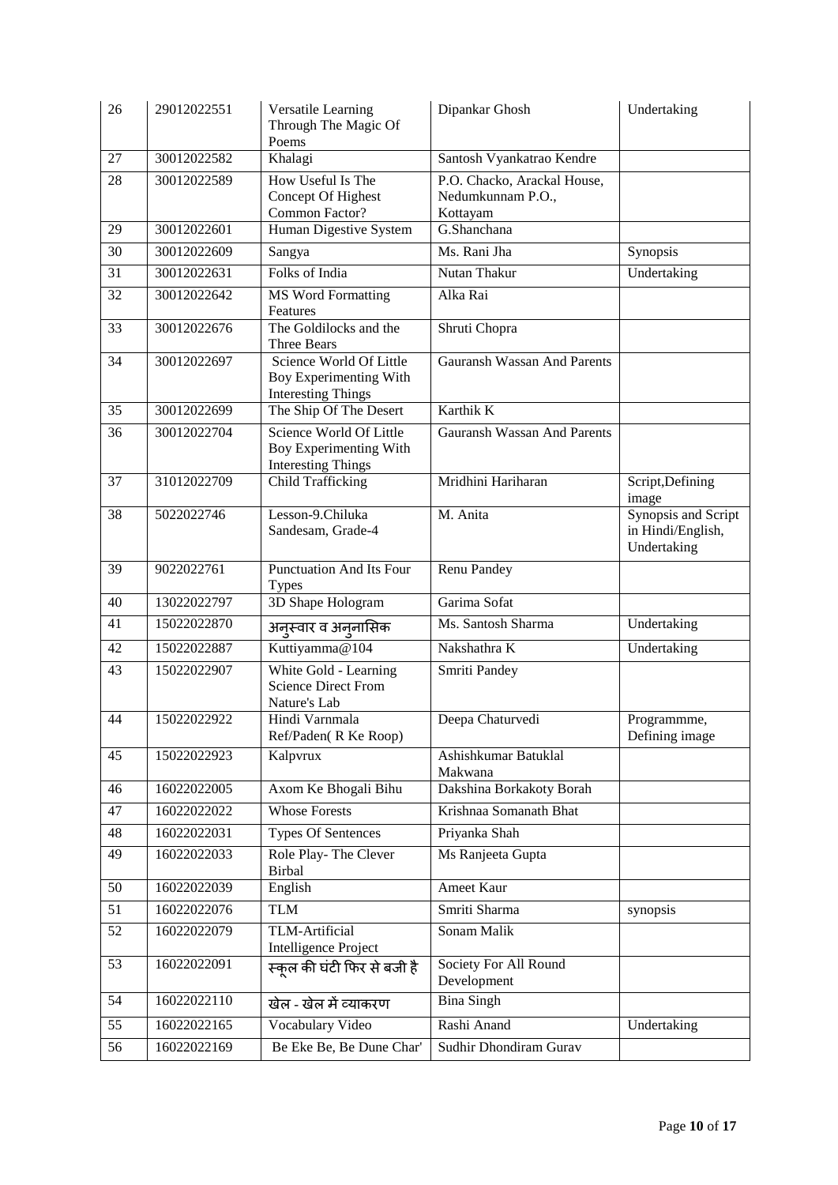| 26 | 29012022551 | Versatile Learning Through The Magic Of Poems | Dipankar Ghosh | Undertaking |
|---|---|---|---|---|
| 27 | 30012022582 | Khalagi | Santosh Vyankatrao Kendre | |
| 28 | 30012022589 | How Useful Is The Concept Of Highest Common Factor? | P.O. Chacko, Arackal House, Nedumkunnam P.O., Kottayam | |
| 29 | 30012022601 | Human Digestive System | G.Shanchana | |
| 30 | 30012022609 | Sangya | Ms. Rani Jha | Synopsis |
| 31 | 30012022631 | Folks of India | Nutan Thakur | Undertaking |
| 32 | 30012022642 | MS Word Formatting Features | Alka Rai | |
| 33 | 30012022676 | The Goldilocks and the Three Bears | Shruti Chopra | |
| 34 | 30012022697 | Science World Of Little Boy Experimenting With Interesting Things | Gauransh Wassan And Parents | |
| 35 | 30012022699 | The Ship Of The Desert | Karthik K | |
| 36 | 30012022704 | Science World Of Little Boy Experimenting With Interesting Things | Gauransh Wassan And Parents | |
| 37 | 31012022709 | Child Trafficking | Mridhini Hariharan | Script,Defining image |
| 38 | 5022022746 | Lesson-9.Chiluka Sandesam, Grade-4 | M. Anita | Synopsis and Script in Hindi/English, Undertaking |
| 39 | 9022022761 | Punctuation And Its Four Types | Renu Pandey | |
| 40 | 13022022797 | 3D Shape Hologram | Garima Sofat | |
| 41 | 15022022870 | अनुस्वार व अनुनासिक | Ms. Santosh Sharma | Undertaking |
| 42 | 15022022887 | Kuttiyamma@104 | Nakshathra K | Undertaking |
| 43 | 15022022907 | White Gold - Learning Science Direct From Nature's Lab | Smriti Pandey | |
| 44 | 15022022922 | Hindi Varnmala Ref/Paden( R Ke Roop) | Deepa Chaturvedi | Programmme, Defining image |
| 45 | 15022022923 | Kalpvrux | Ashishkumar Batuklal Makwana | |
| 46 | 16022022005 | Axom Ke Bhogali Bihu | Dakshina Borkakoty Borah | |
| 47 | 16022022022 | Whose Forests | Krishnaa Somanath Bhat | |
| 48 | 16022022031 | Types Of Sentences | Priyanka Shah | |
| 49 | 16022022033 | Role Play- The Clever Birbal | Ms Ranjeeta Gupta | |
| 50 | 16022022039 | English | Ameet Kaur | |
| 51 | 16022022076 | TLM | Smriti Sharma | synopsis |
| 52 | 16022022079 | TLM-Artificial Intelligence Project | Sonam Malik | |
| 53 | 16022022091 | स्कूल की घंटी फिर से बजी है | Society For All Round Development | |
| 54 | 16022022110 | खेल - खेल में व्याकरण | Bina Singh | |
| 55 | 16022022165 | Vocabulary Video | Rashi Anand | Undertaking |
| 56 | 16022022169 | Be Eke Be, Be Dune Char' | Sudhir Dhondiram Gurav | |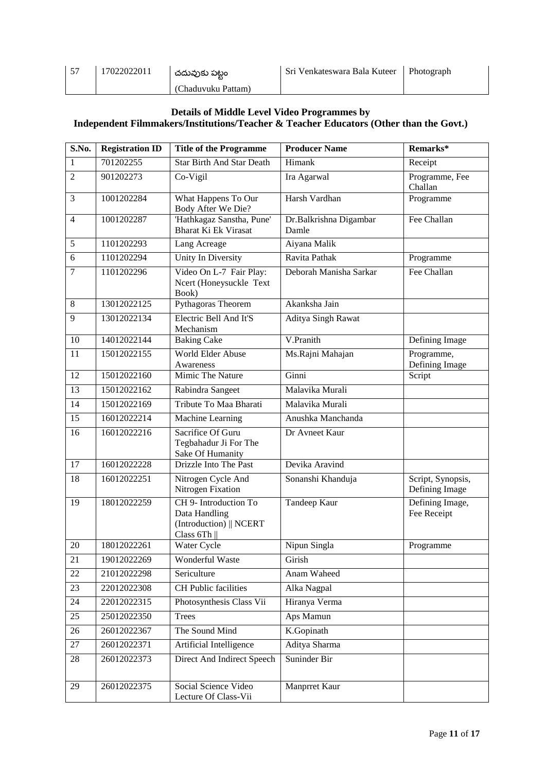| 57 | 17022022011 | చదువుకు పట్టం (Chaduvuku Pattam) | Sri Venkateswara Bala Kuteer | Photograph |
|---|---|---|---|---|

**Details of Middle Level Video Programmes by**
**Independent Filmmakers/Institutions/Teacher & Teacher Educators (Other than the Govt.)**

| S.No. | Registration ID | Title of the Programme | Producer Name | Remarks* |
|---|---|---|---|---|
| 1 | 701202255 | Star Birth And Star Death | Himank | Receipt |
| 2 | 901202273 | Co-Vigil | Ira Agarwal | Programme, Fee Challan |
| 3 | 1001202284 | What Happens To Our Body After We Die? | Harsh Vardhan | Programme |
| 4 | 1001202287 | 'Hathkagaz Sanstha, Pune' Bharat Ki Ek Virasat | Dr.Balkrishna Digambar Damle | Fee Challan |
| 5 | 1101202293 | Lang Acreage | Aiyana Malik | |
| 6 | 1101202294 | Unity In Diversity | Ravita Pathak | Programme |
| 7 | 1101202296 | Video On L-7 Fair Play: Ncert (Honeysuckle Text Book) | Deborah Manisha Sarkar | Fee Challan |
| 8 | 13012022125 | Pythagoras Theorem | Akanksha Jain | |
| 9 | 13012022134 | Electric Bell And It'S Mechanism | Aditya Singh Rawat | |
| 10 | 14012022144 | Baking Cake | V.Pranith | Defining Image |
| 11 | 15012022155 | World Elder Abuse Awareness | Ms.Rajni Mahajan | Programme, Defining Image |
| 12 | 15012022160 | Mimic The Nature | Ginni | Script |
| 13 | 15012022162 | Rabindra Sangeet | Malavika Murali | |
| 14 | 15012022169 | Tribute To Maa Bharati | Malavika Murali | |
| 15 | 16012022214 | Machine Learning | Anushka Manchanda | |
| 16 | 16012022216 | Sacrifice Of Guru Tegbahadur Ji For The Sake Of Humanity | Dr Avneet Kaur | |
| 17 | 16012022228 | Drizzle Into The Past | Devika Aravind | |
| 18 | 16012022251 | Nitrogen Cycle And Nitrogen Fixation | Sonanshi Khanduja | Script, Synopsis, Defining Image |
| 19 | 18012022259 | CH 9- Introduction To Data Handling (Introduction) \|\| NCERT Class 6Th \|\| | Tandeep Kaur | Defining Image, Fee Receipt |
| 20 | 18012022261 | Water Cycle | Nipun Singla | Programme |
| 21 | 19012022269 | Wonderful Waste | Girish | |
| 22 | 21012022298 | Sericulture | Anam Waheed | |
| 23 | 22012022308 | CH Public facilities | Alka Nagpal | |
| 24 | 22012022315 | Photosynthesis Class Vii | Hiranya Verma | |
| 25 | 25012022350 | Trees | Aps Mamun | |
| 26 | 26012022367 | The Sound Mind | K.Gopinath | |
| 27 | 26012022371 | Artificial Intelligence | Aditya Sharma | |
| 28 | 26012022373 | Direct And Indirect Speech | Suninder Bir | |
| 29 | 26012022375 | Social Science Video Lecture Of Class-Vii | Manprret Kaur | |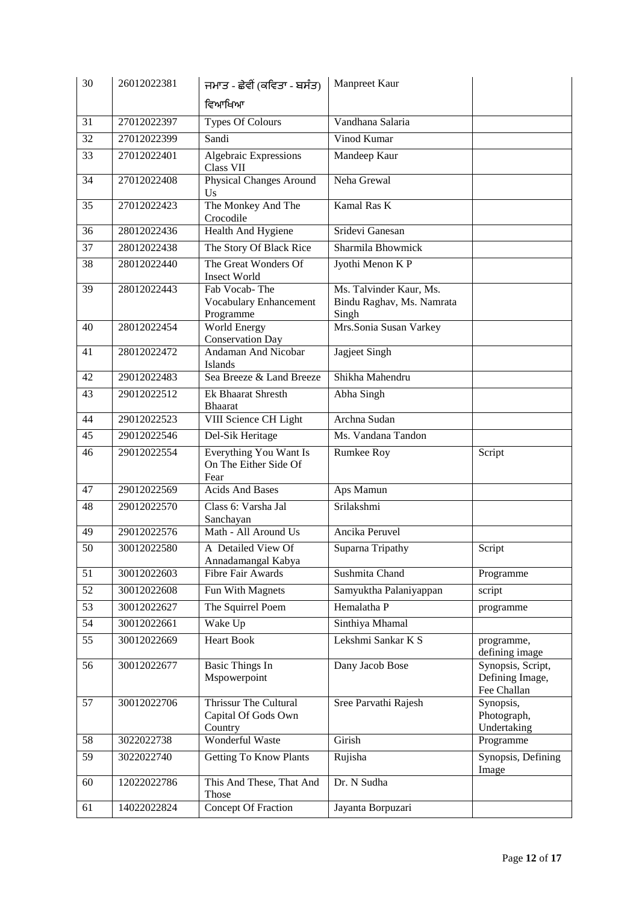| 30 | 26012022381 | ਜਮਾਤ - ਛੇਵੀਂ (ਕਵਿਤਾ - ਬਸੰਤ) ਵਿਆਖਿਆ | Manpreet Kaur | |
|---|---|---|---|---|
| 31 | 27012022397 | Types Of Colours | Vandhana Salaria | |
| 32 | 27012022399 | Sandi | Vinod Kumar | |
| 33 | 27012022401 | Algebraic Expressions Class VII | Mandeep Kaur | |
| 34 | 27012022408 | Physical Changes Around Us | Neha Grewal | |
| 35 | 27012022423 | The Monkey And The Crocodile | Kamal Ras K | |
| 36 | 28012022436 | Health And Hygiene | Sridevi Ganesan | |
| 37 | 28012022438 | The Story Of Black Rice | Sharmila Bhowmick | |
| 38 | 28012022440 | The Great Wonders Of Insect World | Jyothi Menon K P | |
| 39 | 28012022443 | Fab Vocab- The Vocabulary Enhancement Programme | Ms. Talvinder Kaur, Ms. Bindu Raghav, Ms. Namrata Singh | |
| 40 | 28012022454 | World Energy Conservation Day | Mrs.Sonia Susan Varkey | |
| 41 | 28012022472 | Andaman And Nicobar Islands | Jagjeet Singh | |
| 42 | 29012022483 | Sea Breeze & Land Breeze | Shikha Mahendru | |
| 43 | 29012022512 | Ek Bhaarat Shresth Bhaarat | Abha Singh | |
| 44 | 29012022523 | VIII Science CH Light | Archna Sudan | |
| 45 | 29012022546 | Del-Sik Heritage | Ms. Vandana Tandon | |
| 46 | 29012022554 | Everything You Want Is On The Either Side Of Fear | Rumkee Roy | Script |
| 47 | 29012022569 | Acids And Bases | Aps Mamun | |
| 48 | 29012022570 | Class 6: Varsha Jal Sanchayan | Srilakshmi | |
| 49 | 29012022576 | Math - All Around Us | Ancika Peruvel | |
| 50 | 30012022580 | A Detailed View Of Annadamangal Kabya | Suparna Tripathy | Script |
| 51 | 30012022603 | Fibre Fair Awards | Sushmita Chand | Programme |
| 52 | 30012022608 | Fun With Magnets | Samyuktha Palaniyappan | script |
| 53 | 30012022627 | The Squirrel Poem | Hemalatha P | programme |
| 54 | 30012022661 | Wake Up | Sinthiya Mhamal | |
| 55 | 30012022669 | Heart Book | Lekshmi Sankar K S | programme, defining image |
| 56 | 30012022677 | Basic Things In Mspowerpoint | Dany Jacob Bose | Synopsis, Script, Defining Image, Fee Challan |
| 57 | 30012022706 | Thrissur The Cultural Capital Of Gods Own Country | Sree Parvathi Rajesh | Synopsis, Photograph, Undertaking |
| 58 | 3022022738 | Wonderful Waste | Girish | Programme |
| 59 | 3022022740 | Getting To Know Plants | Rujisha | Synopsis, Defining Image |
| 60 | 12022022786 | This And These, That And Those | Dr. N Sudha | |
| 61 | 14022022824 | Concept Of Fraction | Jayanta Borpuzari | |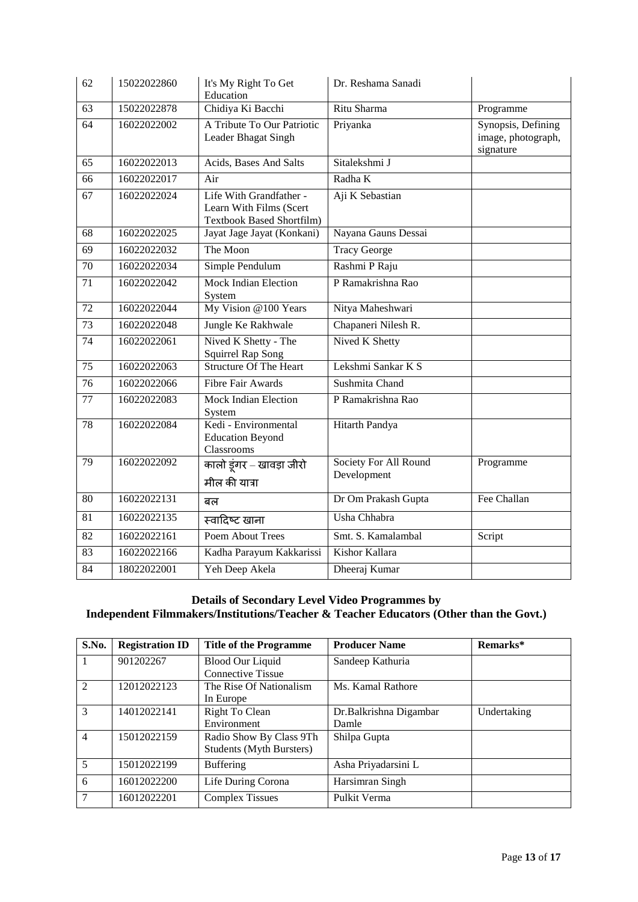| 62 | 15022022860 | It's My Right To Get Education | Dr. Reshama Sanadi | |
|---|---|---|---|---|
| 63 | 15022022878 | Chidiya Ki Bacchi | Ritu Sharma | Programme |
| 64 | 16022022002 | A Tribute To Our Patriotic Leader Bhagat Singh | Priyanka | Synopsis, Defining image, photograph, signature |
| 65 | 16022022013 | Acids, Bases And Salts | Sitalekshmi J | |
| 66 | 16022022017 | Air | Radha K | |
| 67 | 16022022024 | Life With Grandfather - Learn With Films (Scert Textbook Based Shortfilm) | Aji K Sebastian | |
| 68 | 16022022025 | Jayat Jage Jayat (Konkani) | Nayana Gauns Dessai | |
| 69 | 16022022032 | The Moon | Tracy George | |
| 70 | 16022022034 | Simple Pendulum | Rashmi P Raju | |
| 71 | 16022022042 | Mock Indian Election System | P Ramakrishna Rao | |
| 72 | 16022022044 | My Vision @100 Years | Nitya Maheshwari | |
| 73 | 16022022048 | Jungle Ke Rakhwale | Chapaneri Nilesh R. | |
| 74 | 16022022061 | Nived K Shetty - The Squirrel Rap Song | Nived K Shetty | |
| 75 | 16022022063 | Structure Of The Heart | Lekshmi Sankar K S | |
| 76 | 16022022066 | Fibre Fair Awards | Sushmita Chand | |
| 77 | 16022022083 | Mock Indian Election System | P Ramakrishna Rao | |
| 78 | 16022022084 | Kedi - Environmental Education Beyond Classrooms | Hitarth Pandya | |
| 79 | 16022022092 | कालो डूंगर – खावड़ा जीरो मील की यात्रा | Society For All Round Development | Programme |
| 80 | 16022022131 | बल | Dr Om Prakash Gupta | Fee Challan |
| 81 | 16022022135 | स्वादिष्ट खाना | Usha Chhabra | |
| 82 | 16022022161 | Poem About Trees | Smt. S. Kamalambal | Script |
| 83 | 16022022166 | Kadha Parayum Kakkarissi | Kishor Kallara | |
| 84 | 18022022001 | Yeh Deep Akela | Dheeraj Kumar | |

**Details of Secondary Level Video Programmes by Independent Filmmakers/Institutions/Teacher & Teacher Educators (Other than the Govt.)**

| S.No. | Registration ID | Title of the Programme | Producer Name | Remarks* |
|---|---|---|---|---|
| 1 | 901202267 | Blood Our Liquid Connective Tissue | Sandeep Kathuria | |
| 2 | 12012022123 | The Rise Of Nationalism In Europe | Ms. Kamal Rathore | |
| 3 | 14012022141 | Right To Clean Environment | Dr.Balkrishna Digambar Damle | Undertaking |
| 4 | 15012022159 | Radio Show By Class 9Th Students (Myth Bursters) | Shilpa Gupta | |
| 5 | 15012022199 | Buffering | Asha Priyadarsini L | |
| 6 | 16012022200 | Life During Corona | Harsimran Singh | |
| 7 | 16012022201 | Complex Tissues | Pulkit Verma | |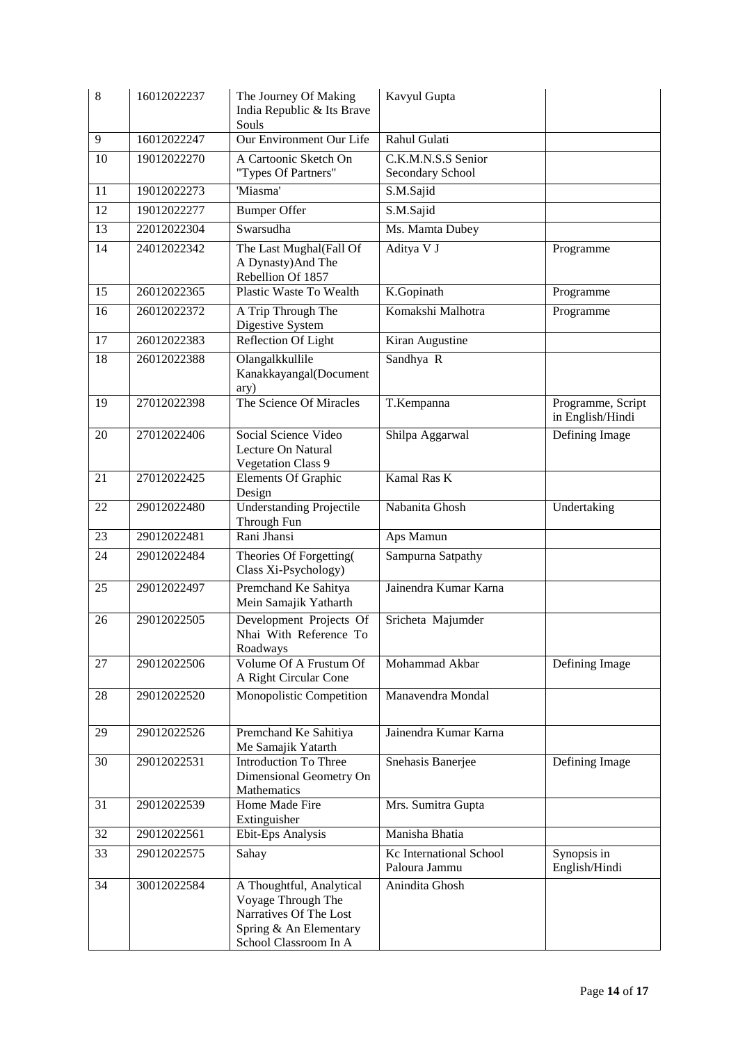| 8 | 16012022237 | The Journey Of Making India Republic & Its Brave Souls | Kavyul Gupta | |
|---|---|---|---|---|
| 9 | 16012022247 | Our Environment Our Life | Rahul Gulati | |
| 10 | 19012022270 | A Cartoonic Sketch On "Types Of Partners" | C.K.M.N.S.S Senior Secondary School | |
| 11 | 19012022273 | 'Miasma' | S.M.Sajid | |
| 12 | 19012022277 | Bumper Offer | S.M.Sajid | |
| 13 | 22012022304 | Swarsudha | Ms. Mamta Dubey | |
| 14 | 24012022342 | The Last Mughal(Fall Of A Dynasty)And The Rebellion Of 1857 | Aditya V J | Programme |
| 15 | 26012022365 | Plastic Waste To Wealth | K.Gopinath | Programme |
| 16 | 26012022372 | A Trip Through The Digestive System | Komakshi Malhotra | Programme |
| 17 | 26012022383 | Reflection Of Light | Kiran Augustine | |
| 18 | 26012022388 | Olangalkkullile Kanakkayangal(Documentary) | Sandhya R | |
| 19 | 27012022398 | The Science Of Miracles | T.Kempanna | Programme, Script in English/Hindi |
| 20 | 27012022406 | Social Science Video Lecture On Natural Vegetation Class 9 | Shilpa Aggarwal | Defining Image |
| 21 | 27012022425 | Elements Of Graphic Design | Kamal Ras K | |
| 22 | 29012022480 | Understanding Projectile Through Fun | Nabanita Ghosh | Undertaking |
| 23 | 29012022481 | Rani Jhansi | Aps Mamun | |
| 24 | 29012022484 | Theories Of Forgetting( Class Xi-Psychology) | Sampurna Satpathy | |
| 25 | 29012022497 | Premchand Ke Sahitya Mein Samajik Yatharth | Jainendra Kumar Karna | |
| 26 | 29012022505 | Development Projects Of Nhai With Reference To Roadways | Sricheta Majumder | |
| 27 | 29012022506 | Volume Of A Frustum Of A Right Circular Cone | Mohammad Akbar | Defining Image |
| 28 | 29012022520 | Monopolistic Competition | Manavendra Mondal | |
| 29 | 29012022526 | Premchand Ke Sahitiya Me Samajik Yatarth | Jainendra Kumar Karna | |
| 30 | 29012022531 | Introduction To Three Dimensional Geometry On Mathematics | Snehasis Banerjee | Defining Image |
| 31 | 29012022539 | Home Made Fire Extinguisher | Mrs. Sumitra Gupta | |
| 32 | 29012022561 | Ebit-Eps Analysis | Manisha Bhatia | |
| 33 | 29012022575 | Sahay | Kc International School Paloura Jammu | Synopsis in English/Hindi |
| 34 | 30012022584 | A Thoughtful, Analytical Voyage Through The Narratives Of The Lost Spring & An Elementary School Classroom In A | Anindita Ghosh | |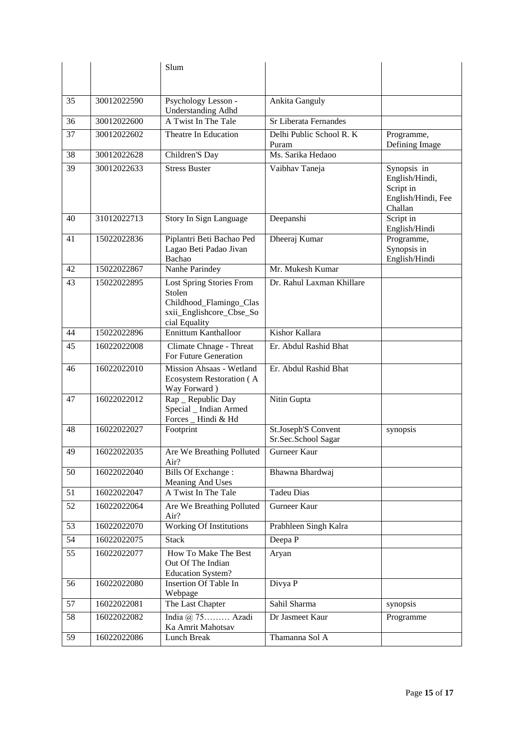| | | Slum | | |
|---|---|---|---|---|
| 35 | 30012022590 | Psychology Lesson - Understanding Adhd | Ankita Ganguly | |
| 36 | 30012022600 | A Twist In The Tale | Sr Liberata Fernandes | |
| 37 | 30012022602 | Theatre In Education | Delhi Public School R. K Puram | Programme, Defining Image |
| 38 | 30012022628 | Children'S Day | Ms. Sarika Hedaoo | |
| 39 | 30012022633 | Stress Buster | Vaibhav Taneja | Synopsis in English/Hindi, Script in English/Hindi, Fee Challan |
| 40 | 31012022713 | Story In Sign Language | Deepanshi | Script in English/Hindi |
| 41 | 15022022836 | Piplantri Beti Bachao Ped Lagao Beti Padao Jivan Bachao | Dheeraj Kumar | Programme, Synopsis in English/Hindi |
| 42 | 15022022867 | Nanhe Parindey | Mr. Mukesh Kumar | |
| 43 | 15022022895 | Lost Spring Stories From Stolen Childhood_Flamingo_Clasxii_Englishcore_Cbse_Social Equality | Dr. Rahul Laxman Khillare | |
| 44 | 15022022896 | Ennittum Kanthalloor | Kishor Kallara | |
| 45 | 16022022008 | Climate Chnage - Threat For Future Generation | Er. Abdul Rashid Bhat | |
| 46 | 16022022010 | Mission Ahsaas - Wetland Ecosystem Restoration ( A Way Forward ) | Er. Abdul Rashid Bhat | |
| 47 | 16022022012 | Rap _ Republic Day Special _ Indian Armed Forces _ Hindi & Hd | Nitin Gupta | |
| 48 | 16022022027 | Footprint | St.Joseph'S Convent Sr.Sec.School Sagar | synopsis |
| 49 | 16022022035 | Are We Breathing Polluted Air? | Gurneer Kaur | |
| 50 | 16022022040 | Bills Of Exchange : Meaning And Uses | Bhawna Bhardwaj | |
| 51 | 16022022047 | A Twist In The Tale | Tadeu Dias | |
| 52 | 16022022064 | Are We Breathing Polluted Air? | Gurneer Kaur | |
| 53 | 16022022070 | Working Of Institutions | Prabhleen Singh Kalra | |
| 54 | 16022022075 | Stack | Deepa P | |
| 55 | 16022022077 | How To Make The Best Out Of The Indian Education System? | Aryan | |
| 56 | 16022022080 | Insertion Of Table In Webpage | Divya P | |
| 57 | 16022022081 | The Last Chapter | Sahil Sharma | synopsis |
| 58 | 16022022082 | India @ 75……… Azadi Ka Amrit Mahotsav | Dr Jasmeet Kaur | Programme |
| 59 | 16022022086 | Lunch Break | Thamanna Sol A | |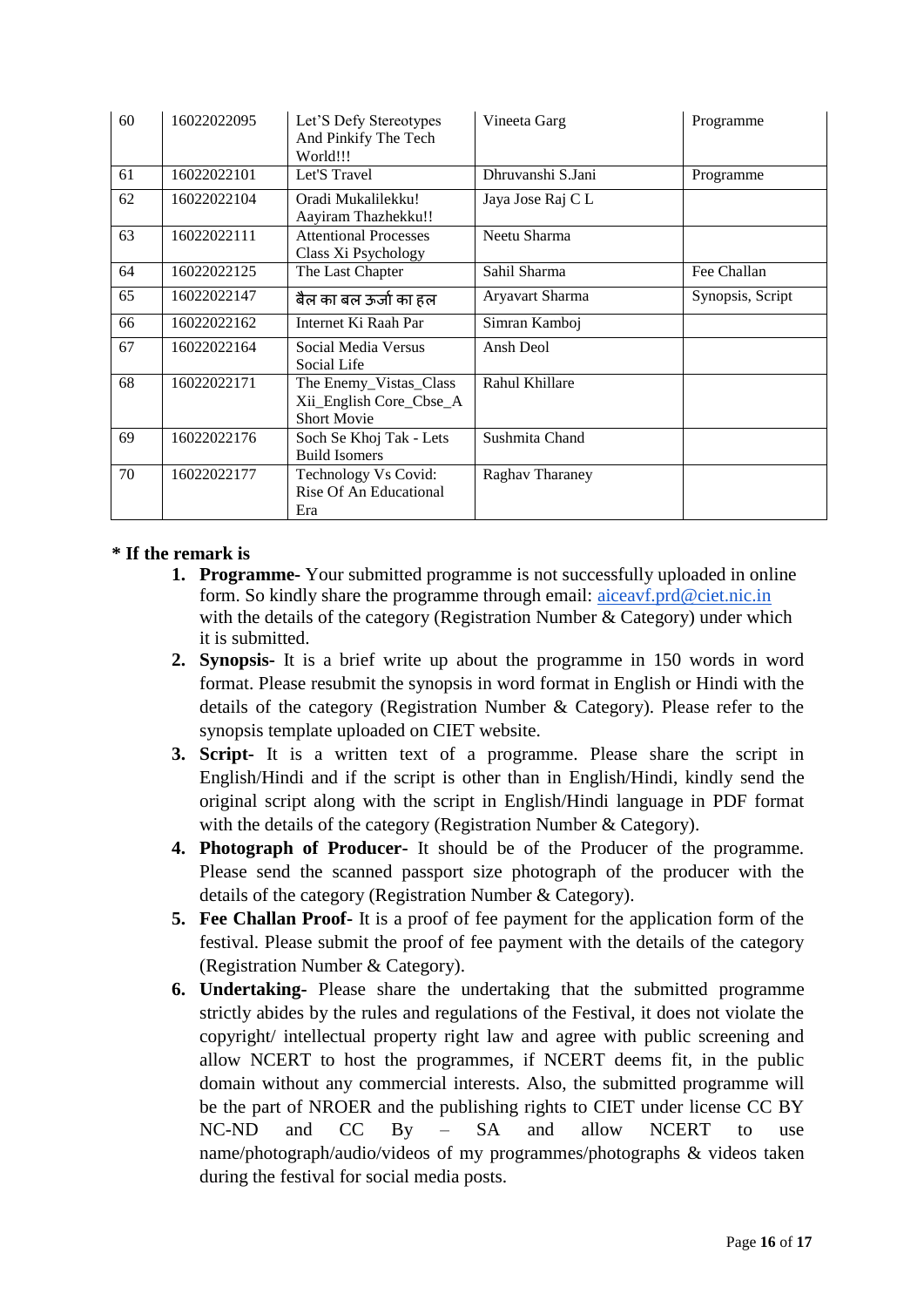| 60 | 16022022095 | Let'S Defy Stereotypes And Pinkify The Tech World!!! | Vineeta Garg | Programme |
|---|---|---|---|---|
| 61 | 16022022101 | Let'S Travel | Dhruvanshi S.Jani | Programme |
| 62 | 16022022104 | Oradi Mukalilekku! Aayiram Thazhekku!! | Jaya Jose Raj C L | |
| 63 | 16022022111 | Attentional Processes Class Xi Psychology | Neetu Sharma | |
| 64 | 16022022125 | The Last Chapter | Sahil Sharma | Fee Challan |
| 65 | 16022022147 | बैल का बल ऊर्जा का हल | Aryavart Sharma | Synopsis, Script |
| 66 | 16022022162 | Internet Ki Raah Par | Simran Kamboj | |
| 67 | 16022022164 | Social Media Versus Social Life | Ansh Deol | |
| 68 | 16022022171 | The Enemy_Vistas_Class Xii_English Core_Cbse_A Short Movie | Rahul Khillare | |
| 69 | 16022022176 | Soch Se Khoj Tak - Lets Build Isomers | Sushmita Chand | |
| 70 | 16022022177 | Technology Vs Covid: Rise Of An Educational Era | Raghav Tharaney | |

**\* If the remark is**

1. **Programme-** Your submitted programme is not successfully uploaded in online form. So kindly share the programme through email: aiceavf.prd@ciet.nic.in with the details of the category (Registration Number & Category) under which it is submitted.
2. **Synopsis-** It is a brief write up about the programme in 150 words in word format. Please resubmit the synopsis in word format in English or Hindi with the details of the category (Registration Number & Category). Please refer to the synopsis template uploaded on CIET website.
3. **Script-** It is a written text of a programme. Please share the script in English/Hindi and if the script is other than in English/Hindi, kindly send the original script along with the script in English/Hindi language in PDF format with the details of the category (Registration Number & Category).
4. **Photograph of Producer-** It should be of the Producer of the programme. Please send the scanned passport size photograph of the producer with the details of the category (Registration Number & Category).
5. **Fee Challan Proof-** It is a proof of fee payment for the application form of the festival. Please submit the proof of fee payment with the details of the category (Registration Number & Category).
6. **Undertaking-** Please share the undertaking that the submitted programme strictly abides by the rules and regulations of the Festival, it does not violate the copyright/ intellectual property right law and agree with public screening and allow NCERT to host the programmes, if NCERT deems fit, in the public domain without any commercial interests. Also, the submitted programme will be the part of NROER and the publishing rights to CIET under license CC BY NC-ND and CC By – SA and allow NCERT to use name/photograph/audio/videos of my programmes/photographs & videos taken during the festival for social media posts.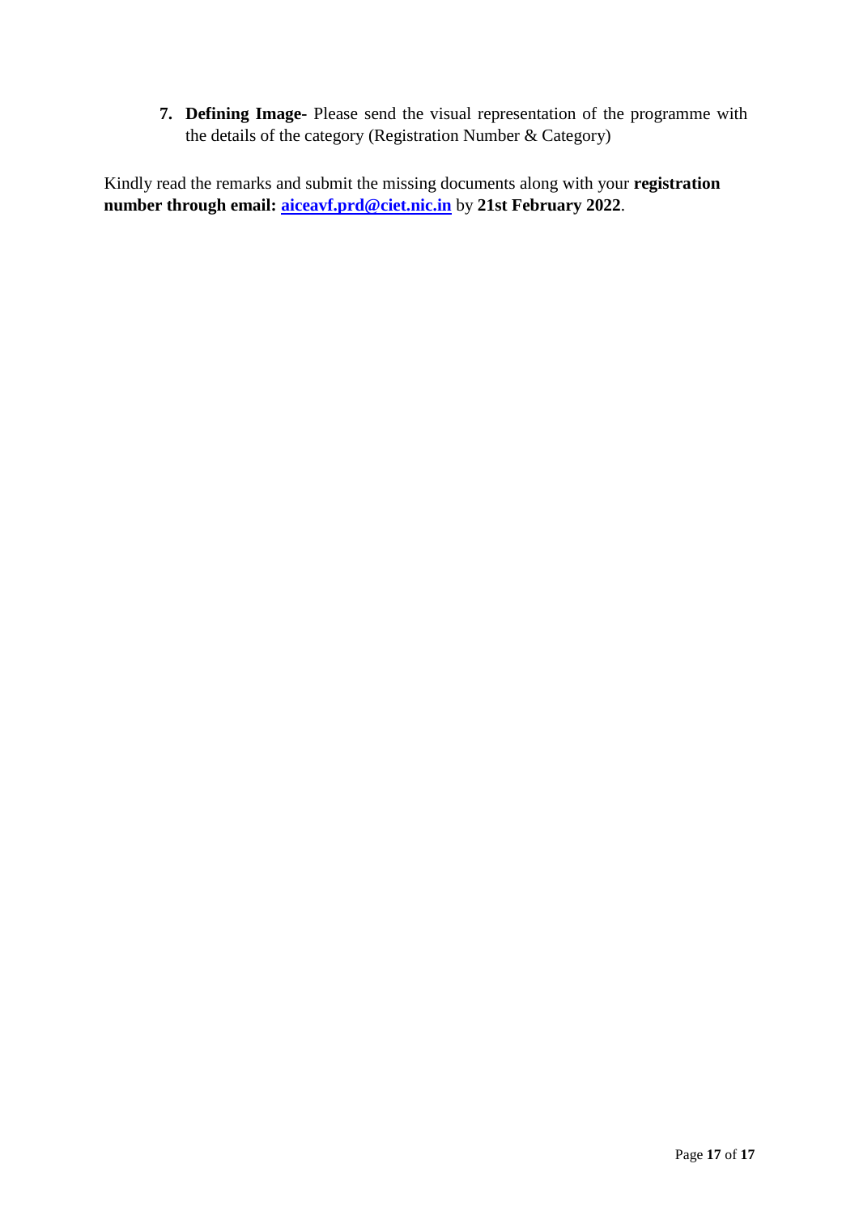7. **Defining Image**- Please send the visual representation of the programme with the details of the category (Registration Number & Category)

Kindly read the remarks and submit the missing documents along with your **registration number through email: aiceavf.prd@ciet.nic.in** by **21st February 2022**.